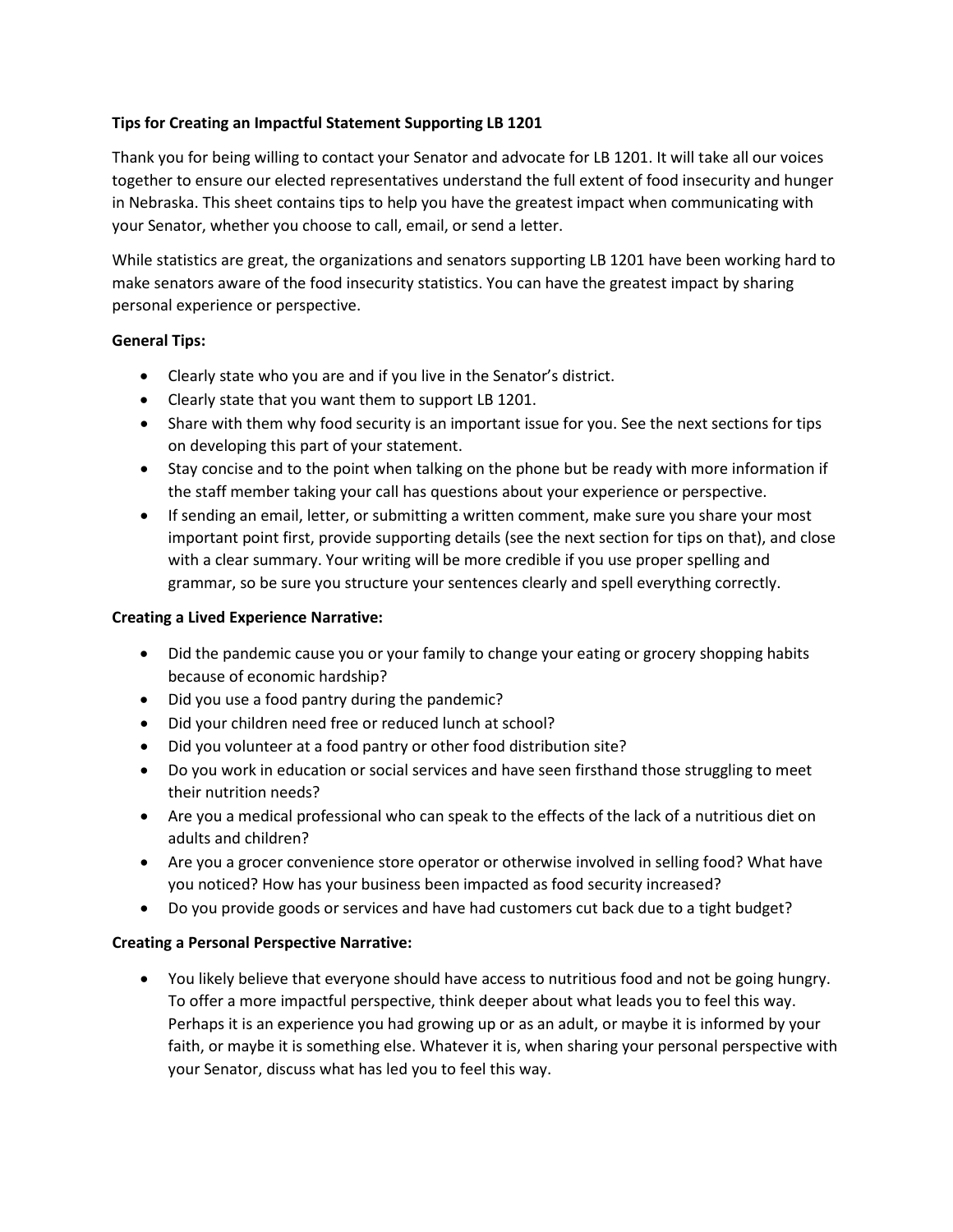**Tips for Creating an Impactful Statement Supporting LB 1201**

Thank you for being willing to contact your Senator and advocate for LB 1201. It will take all our voices together to ensure our elected representatives understand the full extent of food insecurity and hunger in Nebraska. This sheet contains tips to help you have the greatest impact when communicating with your Senator, whether you choose to call, email, or send a letter.

While statistics are great, the organizations and senators supporting LB 1201 have been working hard to make senators aware of the food insecurity statistics. You can have the greatest impact by sharing personal experience or perspective.

**General Tips:**

- Clearly state who you are and if you live in the Senator's district.
- Clearly state that you want them to support LB 1201.
- Share with them why food security is an important issue for you. See the next sections for tips on developing this part of your statement.
- Stay concise and to the point when talking on the phone but be ready with more information if the staff member taking your call has questions about your experience or perspective.
- If sending an email, letter, or submitting a written comment, make sure you share your most important point first, provide supporting details (see the next section for tips on that), and close with a clear summary. Your writing will be more credible if you use proper spelling and grammar, so be sure you structure your sentences clearly and spell everything correctly.

**Creating a Lived Experience Narrative:**

- Did the pandemic cause you or your family to change your eating or grocery shopping habits because of economic hardship?
- Did you use a food pantry during the pandemic?
- Did your children need free or reduced lunch at school?
- Did you volunteer at a food pantry or other food distribution site?
- Do you work in education or social services and have seen firsthand those struggling to meet their nutrition needs?
- Are you a medical professional who can speak to the effects of the lack of a nutritious diet on adults and children?
- Are you a grocer convenience store operator or otherwise involved in selling food? What have you noticed? How has your business been impacted as food security increased?
- Do you provide goods or services and have had customers cut back due to a tight budget?

**Creating a Personal Perspective Narrative:**

- You likely believe that everyone should have access to nutritious food and not be going hungry. To offer a more impactful perspective, think deeper about what leads you to feel this way. Perhaps it is an experience you had growing up or as an adult, or maybe it is informed by your faith, or maybe it is something else. Whatever it is, when sharing your personal perspective with your Senator, discuss what has led you to feel this way.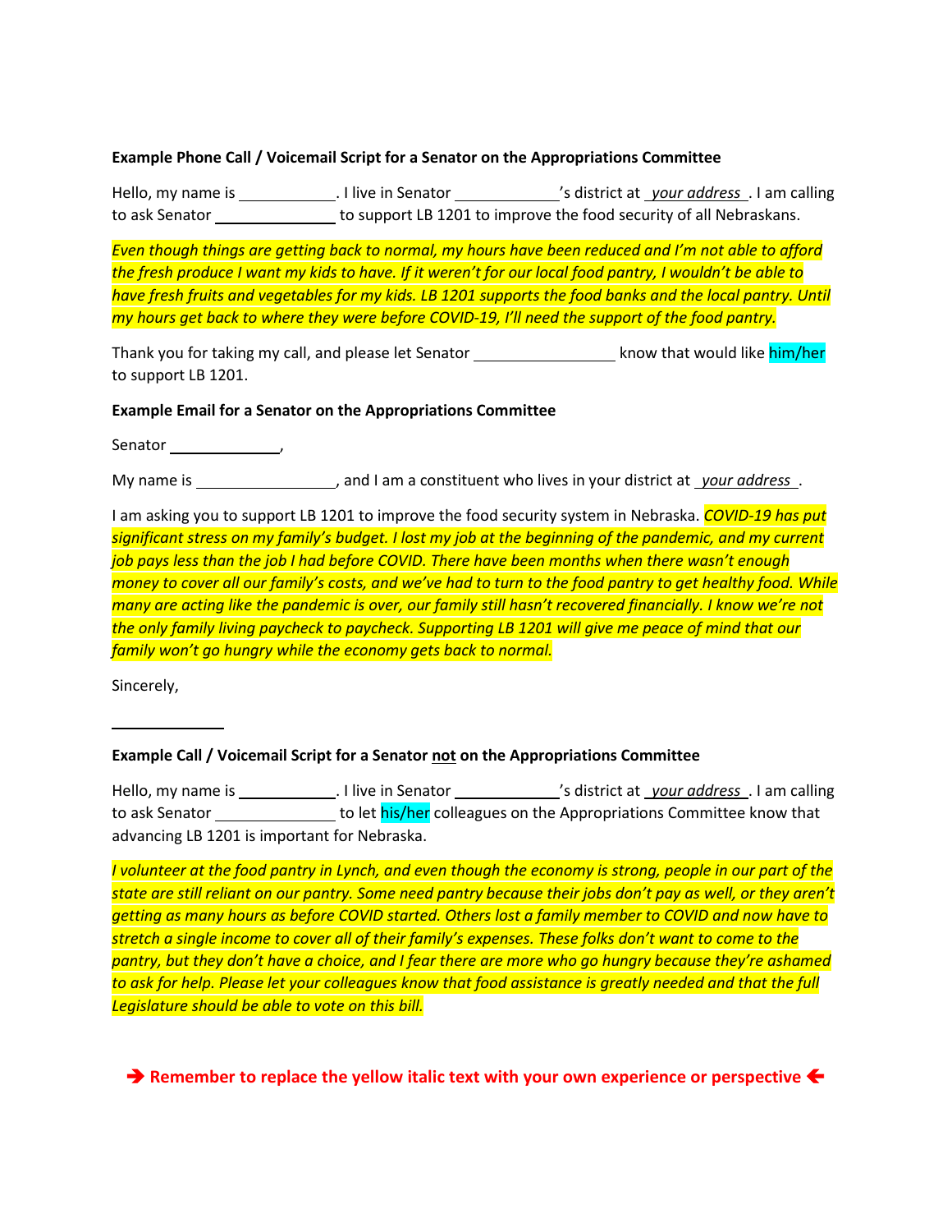**Example Phone Call / Voicemail Script for a Senator on the Appropriations Committee**

Hello, my name is \_\_\_\_\_\_\_\_\_\_\_\_. I live in Senator \_\_\_\_\_\_\_\_\_\_\_\_'s district at _your address_. I am calling to ask Senator \_\_\_\_\_\_\_\_\_\_\_\_\_\_ to support LB 1201 to improve the food security of all Nebraskans.

_Even though things are getting back to normal, my hours have been reduced and I'm not able to afford the fresh produce I want my kids to have. If it weren't for our local food pantry, I wouldn't be able to have fresh fruits and vegetables for my kids. LB 1201 supports the food banks and the local pantry. Until my hours get back to where they were before COVID-19, I'll need the support of the food pantry._

Thank you for taking my call, and please let Senator \_\_\_\_\_\_\_\_\_\_\_\_\_\_\_\_ know that would like him/her to support LB 1201.

**Example Email for a Senator on the Appropriations Committee**

Senator \_\_\_\_\_\_\_\_\_\_\_\_\_,

My name is \_\_\_\_\_\_\_\_\_\_\_\_\_\_\_\_, and I am a constituent who lives in your district at _your address_.

I am asking you to support LB 1201 to improve the food security system in Nebraska. _COVID-19 has put significant stress on my family's budget. I lost my job at the beginning of the pandemic, and my current job pays less than the job I had before COVID. There have been months when there wasn't enough money to cover all our family's costs, and we've had to turn to the food pantry to get healthy food. While many are acting like the pandemic is over, our family still hasn't recovered financially. I know we're not the only family living paycheck to paycheck. Supporting LB 1201 will give me peace of mind that our family won't go hungry while the economy gets back to normal._

Sincerely,

\_\_\_\_\_\_\_\_\_\_\_\_\_

**Example Call / Voicemail Script for a Senator not on the Appropriations Committee**

Hello, my name is \_\_\_\_\_\_\_\_\_\_\_\_. I live in Senator \_\_\_\_\_\_\_\_\_\_\_\_'s district at _your address_. I am calling to ask Senator \_\_\_\_\_\_\_\_\_\_\_\_\_\_ to let his/her colleagues on the Appropriations Committee know that advancing LB 1201 is important for Nebraska.

_I volunteer at the food pantry in Lynch, and even though the economy is strong, people in our part of the state are still reliant on our pantry. Some need pantry because their jobs don't pay as well, or they aren't getting as many hours as before COVID started. Others lost a family member to COVID and now have to stretch a single income to cover all of their family's expenses. These folks don't want to come to the pantry, but they don't have a choice, and I fear there are more who go hungry because they're ashamed to ask for help. Please let your colleagues know that food assistance is greatly needed and that the full Legislature should be able to vote on this bill._

**➔ Remember to replace the yellow italic text with your own experience or perspective ➔**